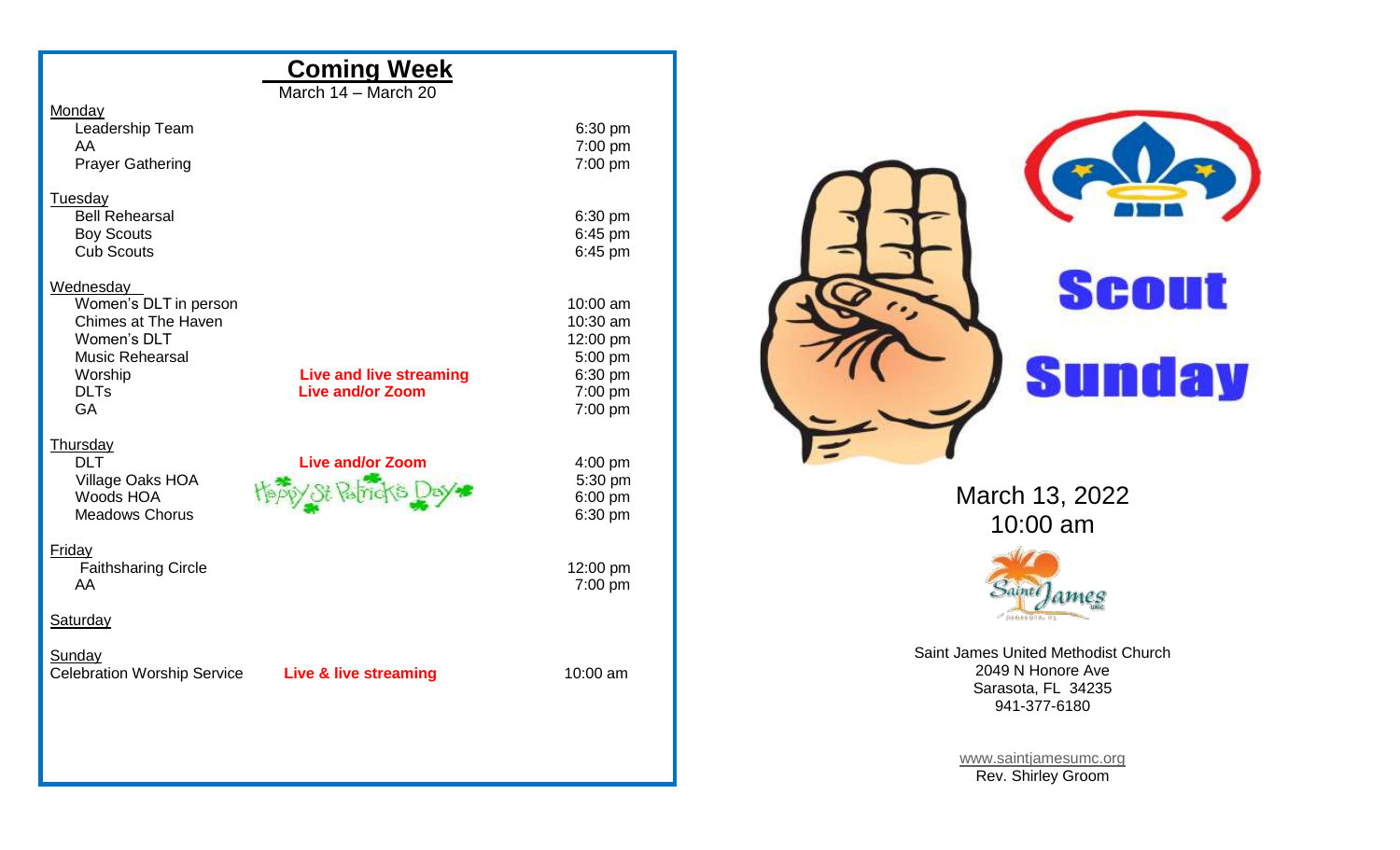## Coming Week

March 14 – March 20

**Monday**

| Event | | Time |
|---|---|---|
| Leadership Team | | 6:30 pm |
| AA | | 7:00 pm |
| Prayer Gathering | | 7:00 pm |

**Tuesday**

| Event | | Time |
|---|---|---|
| Bell Rehearsal | | 6:30 pm |
| Boy Scouts | | 6:45 pm |
| Cub Scouts | | 6:45 pm |

**Wednesday**

| Event | | Time |
|---|---|---|
| Women's DLT in person | | 10:00 am |
| Chimes at The Haven | | 10:30 am |
| Women's DLT | | 12:00 pm |
| Music Rehearsal | | 5:00 pm |
| Worship | **Live and live streaming** | 6:30 pm |
| DLTs | **Live and/or Zoom** | 7:00 pm |
| GA | | 7:00 pm |

**Thursday**

| Event | | Time |
|---|---|---|
| DLT | **Live and/or Zoom** | 4:00 pm |
| Village Oaks HOA | Happy St Patrick's Day | 5:30 pm |
| Woods HOA | | 6:00 pm |
| Meadows Chorus | | 6:30 pm |

**Friday**

| Event | | Time |
|---|---|---|
| Faithsharing Circle | | 12:00 pm |
| AA | | 7:00 pm |

**Saturday**

**Sunday**

| Event | | Time |
|---|---|---|
| Celebration Worship Service | **Live & live streaming** | 10:00 am |

# Scout Sunday

March 13, 2022
10:00 am

Saint James United Methodist Church
2049 N Honore Ave
Sarasota, FL 34235
941-377-6180

www.saintjamesumc.org
Rev. Shirley Groom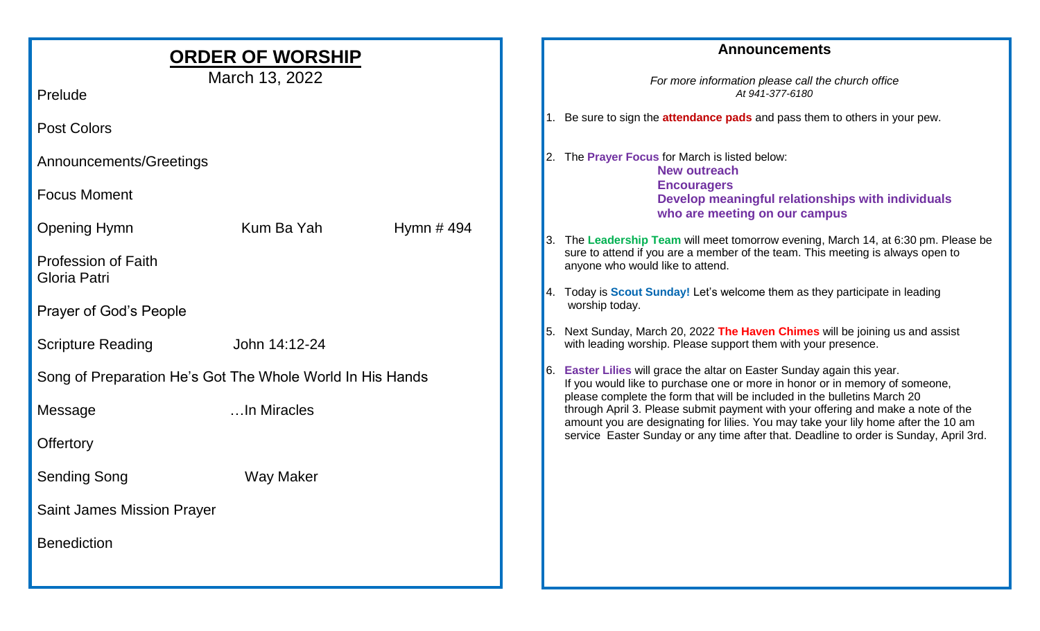# ORDER OF WORSHIP

March 13, 2022

Prelude

Post Colors

Announcements/Greetings

Focus Moment

Opening Hymn — Kum Ba Yah — Hymn # 494

Profession of Faith
Gloria Patri

Prayer of God's People

Scripture Reading — John 14:12-24

Song of Preparation He's Got The Whole World In His Hands

Message — …In Miracles

Offertory

Sending Song — Way Maker

Saint James Mission Prayer

Benediction

## Announcements

*For more information please call the church office*
*At 941-377-6180*

1. Be sure to sign the **attendance pads** and pass them to others in your pew.

2. The **Prayer Focus** for March is listed below:
   **New outreach**
   **Encouragers**
   **Develop meaningful relationships with individuals who are meeting on our campus**

3. The **Leadership Team** will meet tomorrow evening, March 14, at 6:30 pm. Please be sure to attend if you are a member of the team. This meeting is always open to anyone who would like to attend.

4. Today is **Scout Sunday!** Let's welcome them as they participate in leading worship today.

5. Next Sunday, March 20, 2022 **The Haven Chimes** will be joining us and assist with leading worship. Please support them with your presence.

6. **Easter Lilies** will grace the altar on Easter Sunday again this year. If you would like to purchase one or more in honor or in memory of someone, please complete the form that will be included in the bulletins March 20 through April 3. Please submit payment with your offering and make a note of the amount you are designating for lilies. You may take your lily home after the 10 am service Easter Sunday or any time after that. Deadline to order is Sunday, April 3rd.